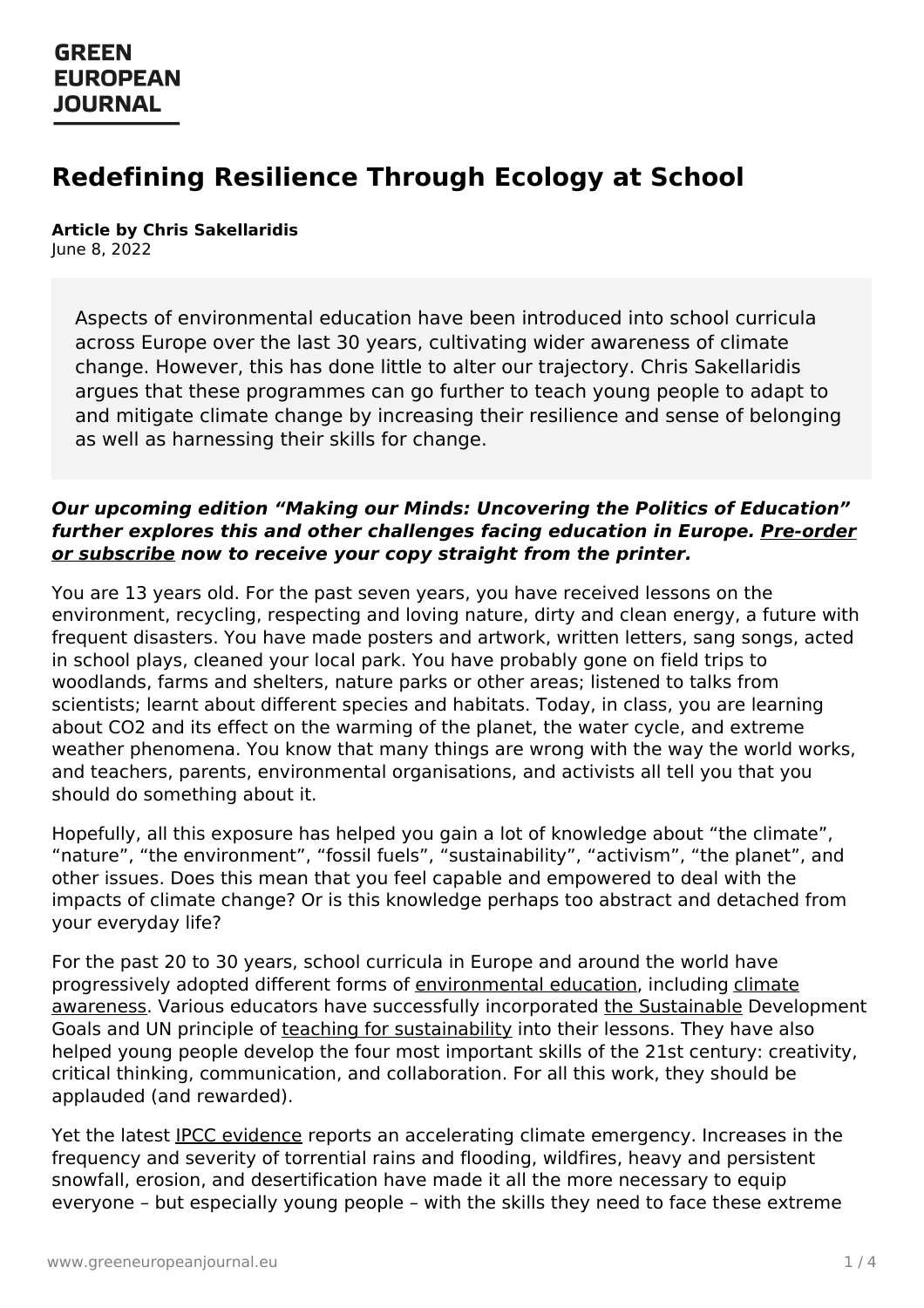**GREEN EUROPEAN JOURNAL**

# Redefining Resilience Through Ecology at School

**Article by Chris Sakellaridis**
June 8, 2022

Aspects of environmental education have been introduced into school curricula across Europe over the last 30 years, cultivating wider awareness of climate change. However, this has done little to alter our trajectory. Chris Sakellaridis argues that these programmes can go further to teach young people to adapt to and mitigate climate change by increasing their resilience and sense of belonging as well as harnessing their skills for change.

***Our upcoming edition "Making our Minds: Uncovering the Politics of Education" further explores this and other challenges facing education in Europe. Pre-order or subscribe now to receive your copy straight from the printer.***

You are 13 years old. For the past seven years, you have received lessons on the environment, recycling, respecting and loving nature, dirty and clean energy, a future with frequent disasters. You have made posters and artwork, written letters, sang songs, acted in school plays, cleaned your local park. You have probably gone on field trips to woodlands, farms and shelters, nature parks or other areas; listened to talks from scientists; learnt about different species and habitats. Today, in class, you are learning about $CO_2$ and its effect on the warming of the planet, the water cycle, and extreme weather phenomena. You know that many things are wrong with the way the world works, and teachers, parents, environmental organisations, and activists all tell you that you should do something about it.

Hopefully, all this exposure has helped you gain a lot of knowledge about "the climate", "nature", "the environment", "fossil fuels", "sustainability", "activism", "the planet", and other issues. Does this mean that you feel capable and empowered to deal with the impacts of climate change? Or is this knowledge perhaps too abstract and detached from your everyday life?

For the past 20 to 30 years, school curricula in Europe and around the world have progressively adopted different forms of environmental education, including climate awareness. Various educators have successfully incorporated the Sustainable Development Goals and UN principle of teaching for sustainability into their lessons. They have also helped young people develop the four most important skills of the 21st century: creativity, critical thinking, communication, and collaboration. For all this work, they should be applauded (and rewarded).

Yet the latest IPCC evidence reports an accelerating climate emergency. Increases in the frequency and severity of torrential rains and flooding, wildfires, heavy and persistent snowfall, erosion, and desertification have made it all the more necessary to equip everyone – but especially young people – with the skills they need to face these extreme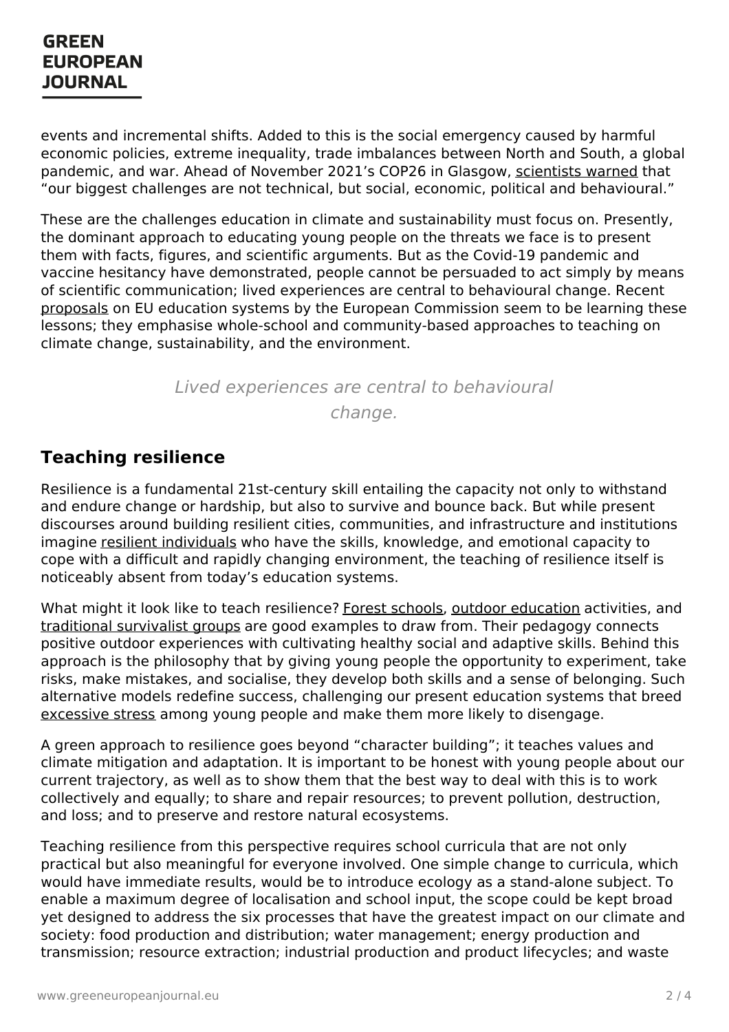events and incremental shifts. Added to this is the social emergency caused by harmful economic policies, extreme inequality, trade imbalances between North and South, a global pandemic, and war. Ahead of November 2021's COP26 in Glasgow, scientists warned that "our biggest challenges are not technical, but social, economic, political and behavioural."

These are the challenges education in climate and sustainability must focus on. Presently, the dominant approach to educating young people on the threats we face is to present them with facts, figures, and scientific arguments. But as the Covid-19 pandemic and vaccine hesitancy have demonstrated, people cannot be persuaded to act simply by means of scientific communication; lived experiences are central to behavioural change. Recent proposals on EU education systems by the European Commission seem to be learning these lessons; they emphasise whole-school and community-based approaches to teaching on climate change, sustainability, and the environment.

*Lived experiences are central to behavioural change.*

## Teaching resilience

Resilience is a fundamental 21st-century skill entailing the capacity not only to withstand and endure change or hardship, but also to survive and bounce back. But while present discourses around building resilient cities, communities, and infrastructure and institutions imagine resilient individuals who have the skills, knowledge, and emotional capacity to cope with a difficult and rapidly changing environment, the teaching of resilience itself is noticeably absent from today's education systems.

What might it look like to teach resilience? Forest schools, outdoor education activities, and traditional survivalist groups are good examples to draw from. Their pedagogy connects positive outdoor experiences with cultivating healthy social and adaptive skills. Behind this approach is the philosophy that by giving young people the opportunity to experiment, take risks, make mistakes, and socialise, they develop both skills and a sense of belonging. Such alternative models redefine success, challenging our present education systems that breed excessive stress among young people and make them more likely to disengage.

A green approach to resilience goes beyond "character building"; it teaches values and climate mitigation and adaptation. It is important to be honest with young people about our current trajectory, as well as to show them that the best way to deal with this is to work collectively and equally; to share and repair resources; to prevent pollution, destruction, and loss; and to preserve and restore natural ecosystems.

Teaching resilience from this perspective requires school curricula that are not only practical but also meaningful for everyone involved. One simple change to curricula, which would have immediate results, would be to introduce ecology as a stand-alone subject. To enable a maximum degree of localisation and school input, the scope could be kept broad yet designed to address the six processes that have the greatest impact on our climate and society: food production and distribution; water management; energy production and transmission; resource extraction; industrial production and product lifecycles; and waste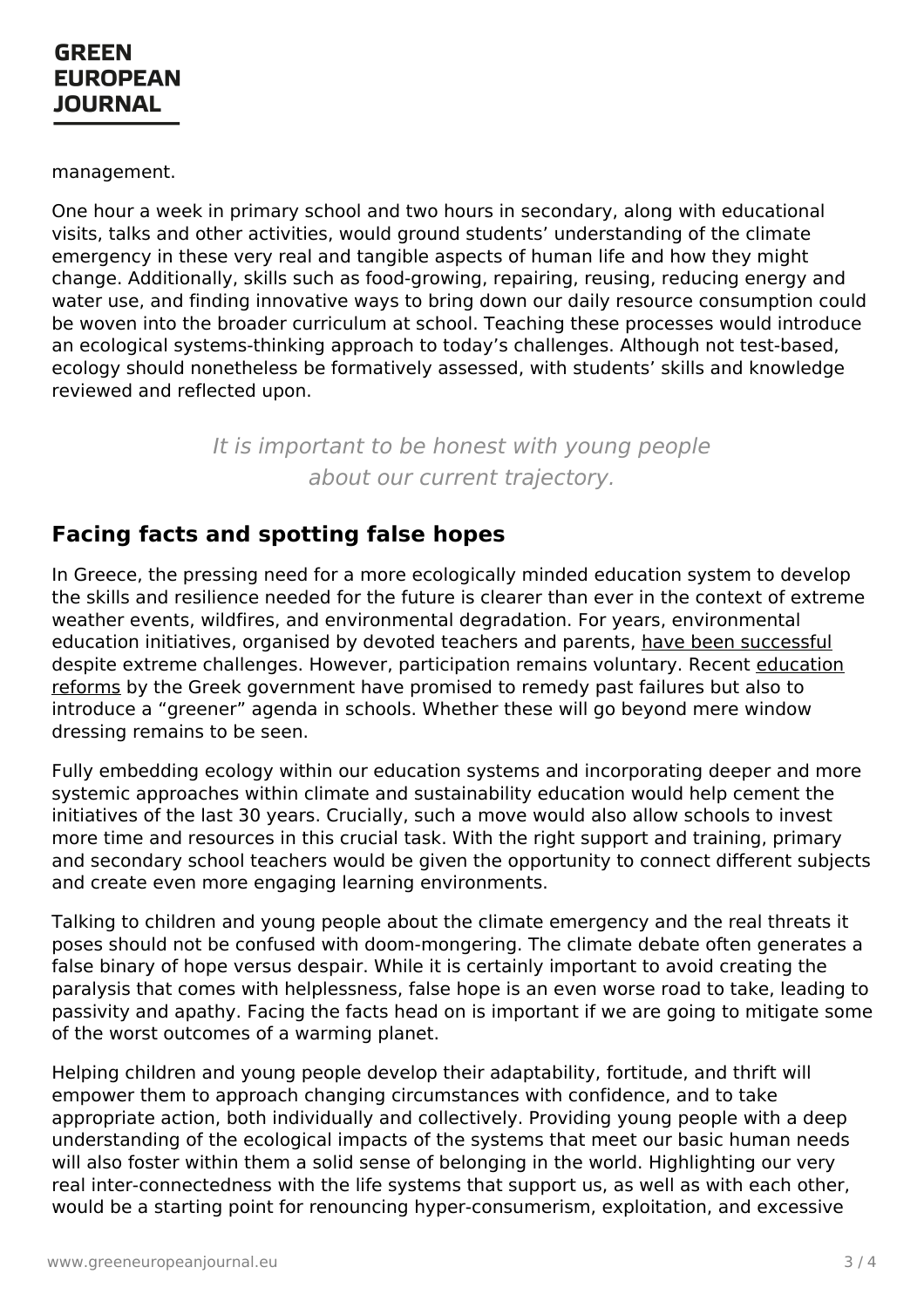management.

One hour a week in primary school and two hours in secondary, along with educational visits, talks and other activities, would ground students' understanding of the climate emergency in these very real and tangible aspects of human life and how they might change. Additionally, skills such as food-growing, repairing, reusing, reducing energy and water use, and finding innovative ways to bring down our daily resource consumption could be woven into the broader curriculum at school. Teaching these processes would introduce an ecological systems-thinking approach to today's challenges. Although not test-based, ecology should nonetheless be formatively assessed, with students' skills and knowledge reviewed and reflected upon.

*It is important to be honest with young people about our current trajectory.*

## Facing facts and spotting false hopes

In Greece, the pressing need for a more ecologically minded education system to develop the skills and resilience needed for the future is clearer than ever in the context of extreme weather events, wildfires, and environmental degradation. For years, environmental education initiatives, organised by devoted teachers and parents, have been successful despite extreme challenges. However, participation remains voluntary. Recent education reforms by the Greek government have promised to remedy past failures but also to introduce a "greener" agenda in schools. Whether these will go beyond mere window dressing remains to be seen.

Fully embedding ecology within our education systems and incorporating deeper and more systemic approaches within climate and sustainability education would help cement the initiatives of the last 30 years. Crucially, such a move would also allow schools to invest more time and resources in this crucial task. With the right support and training, primary and secondary school teachers would be given the opportunity to connect different subjects and create even more engaging learning environments.

Talking to children and young people about the climate emergency and the real threats it poses should not be confused with doom-mongering. The climate debate often generates a false binary of hope versus despair. While it is certainly important to avoid creating the paralysis that comes with helplessness, false hope is an even worse road to take, leading to passivity and apathy. Facing the facts head on is important if we are going to mitigate some of the worst outcomes of a warming planet.

Helping children and young people develop their adaptability, fortitude, and thrift will empower them to approach changing circumstances with confidence, and to take appropriate action, both individually and collectively. Providing young people with a deep understanding of the ecological impacts of the systems that meet our basic human needs will also foster within them a solid sense of belonging in the world. Highlighting our very real inter-connectedness with the life systems that support us, as well as with each other, would be a starting point for renouncing hyper-consumerism, exploitation, and excessive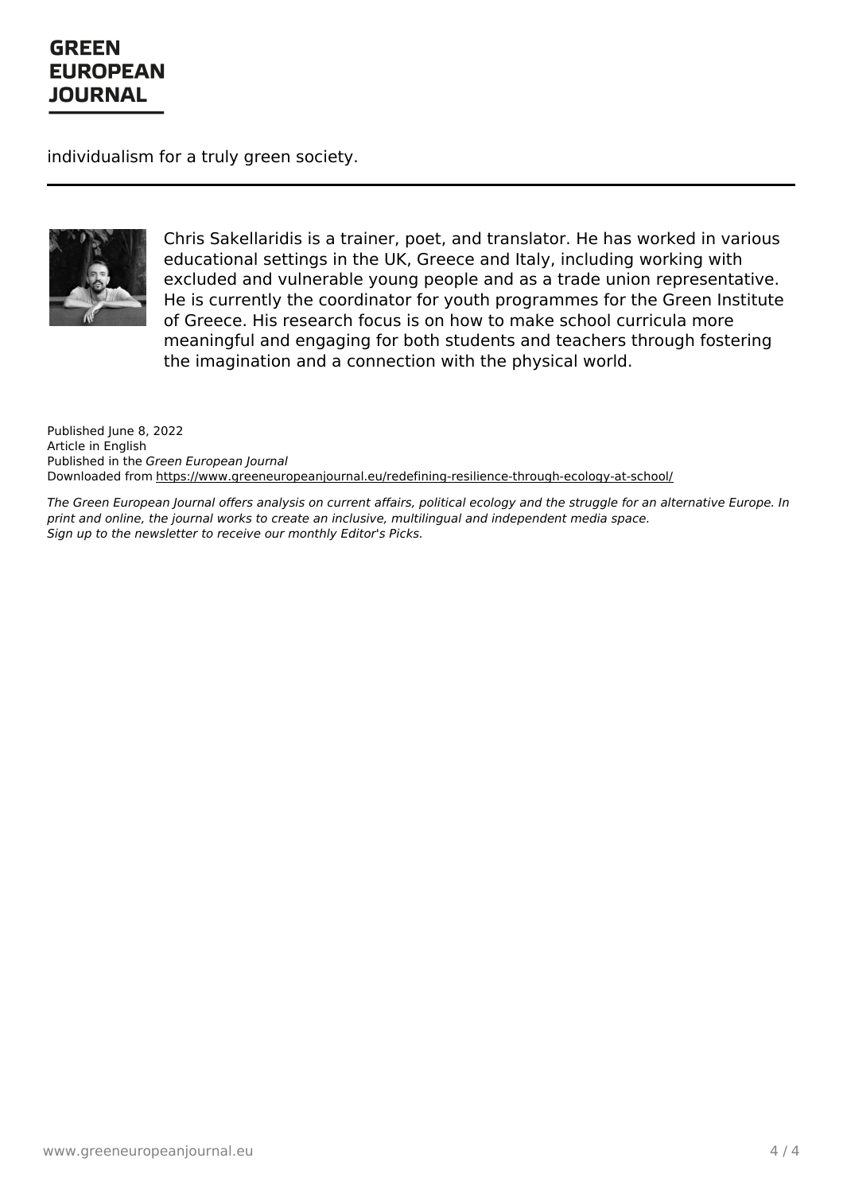individualism for a truly green society.

---

Chris Sakellaridis is a trainer, poet, and translator. He has worked in various educational settings in the UK, Greece and Italy, including working with excluded and vulnerable young people and as a trade union representative. He is currently the coordinator for youth programmes for the Green Institute of Greece. His research focus is on how to make school curricula more meaningful and engaging for both students and teachers through fostering the imagination and a connection with the physical world.

Published June 8, 2022
Article in English
Published in the *Green European Journal*
Downloaded from https://www.greeneuropeanjournal.eu/redefining-resilience-through-ecology-at-school/

*The Green European Journal offers analysis on current affairs, political ecology and the struggle for an alternative Europe. In print and online, the journal works to create an inclusive, multilingual and independent media space.*
*Sign up to the newsletter to receive our monthly Editor's Picks.*